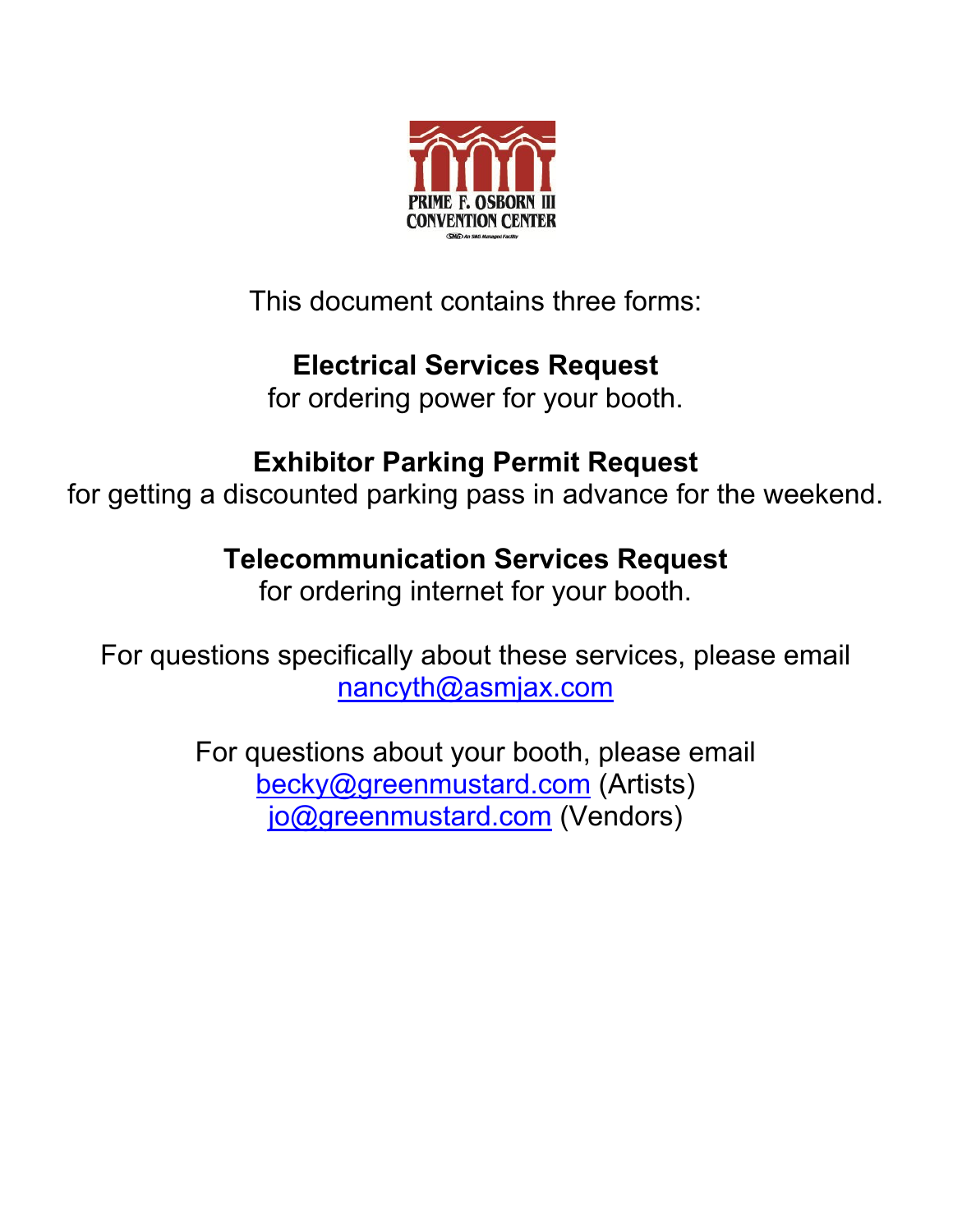PRIME F. OSBORN III CONVENTION CENTER

This document contains three forms:

**Electrical Services Request**
for ordering power for your booth.

**Exhibitor Parking Permit Request**
for getting a discounted parking pass in advance for the weekend.

**Telecommunication Services Request**
for ordering internet for your booth.

For questions specifically about these services, please email
nancyth@asmjax.com

For questions about your booth, please email
becky@greenmustard.com (Artists)
jo@greenmustard.com (Vendors)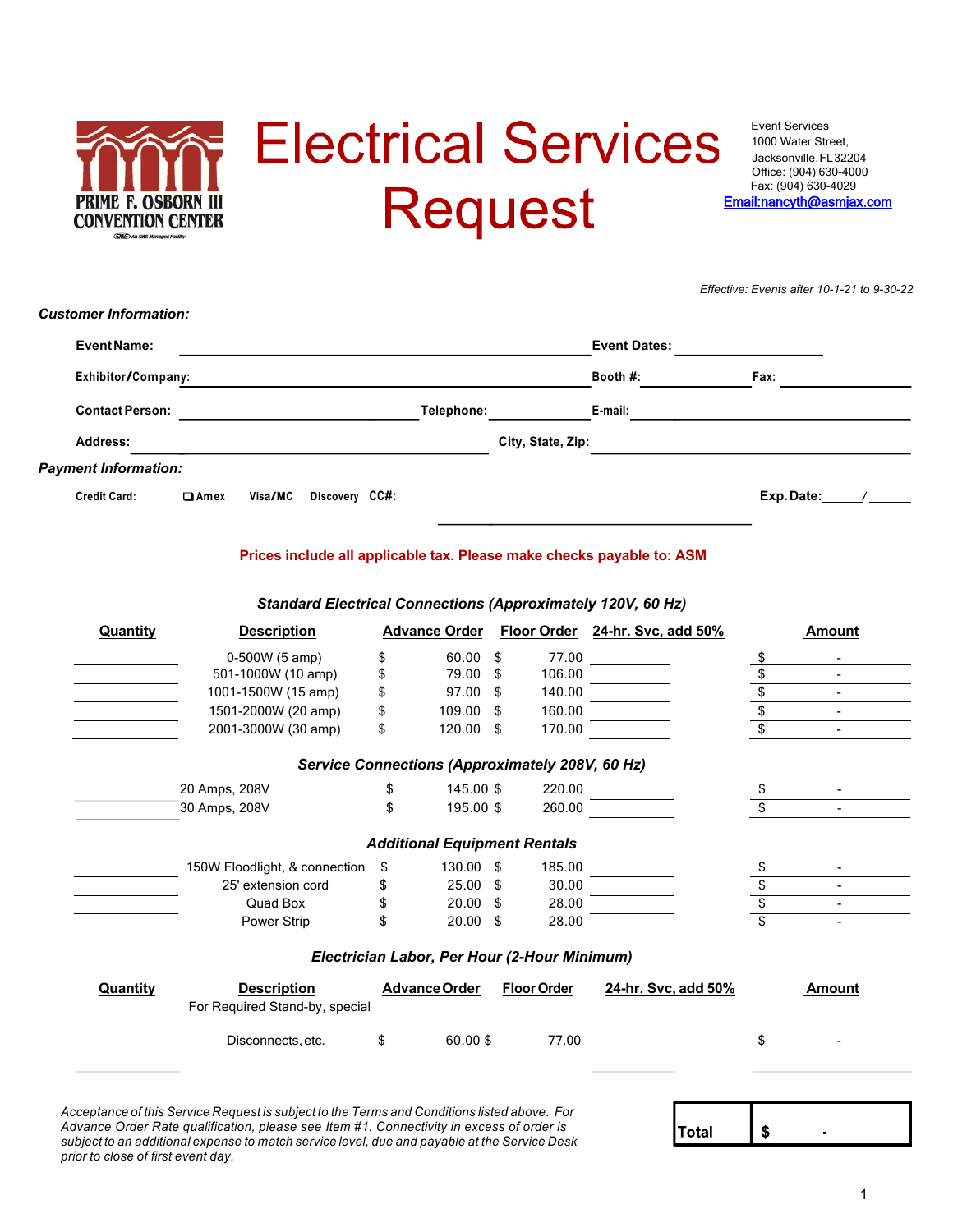# Electrical Services Request

PRIME F. OSBORN III CONVENTION CENTER

Event Services
1000 Water Street,
Jacksonville, FL 32204
Office: (904) 630-4000
Fax: (904) 630-4029
Email:nancyth@asmjax.com

*Effective: Events after 10-1-21 to 9-30-22*

***Customer Information:***

**Event Name:** ______________________ **Event Dates:** ______________

**Exhibitor/Company:** ______________________ **Booth #:** ________ **Fax:** ________

**Contact Person:** ______________ **Telephone:** ________ **E-mail:** ______________

**Address:** ______________________ **City, State, Zip:** ______________________

***Payment Information:***

**Credit Card:** ❑ **Amex** **Visa/MC** **Discovery** **CC#:** ______________________ **Exp. Date:** _____/_____

**Prices include all applicable tax. Please make checks payable to: ASM**

### *Standard Electrical Connections (Approximately 120V, 60 Hz)*

| Quantity | Description | Advance Order | Floor Order | 24-hr. Svc, add 50% | Amount |
|---|---|---|---|---|---|
| | 0-500W (5 amp) | $ 60.00 | $ 77.00 | | $ - |
| | 501-1000W (10 amp) | $ 79.00 | $ 106.00 | | $ - |
| | 1001-1500W (15 amp) | $ 97.00 | $ 140.00 | | $ - |
| | 1501-2000W (20 amp) | $ 109.00 | $ 160.00 | | $ - |
| | 2001-3000W (30 amp) | $ 120.00 | $ 170.00 | | $ - |

### *Service Connections (Approximately 208V, 60 Hz)*

| Quantity | Description | Advance Order | Floor Order | 24-hr. Svc, add 50% | Amount |
|---|---|---|---|---|---|
| | 20 Amps, 208V | $ 145.00 | $ 220.00 | | $ - |
| | 30 Amps, 208V | $ 195.00 | $ 260.00 | | $ - |

### *Additional Equipment Rentals*

| Quantity | Description | Advance Order | Floor Order | 24-hr. Svc, add 50% | Amount |
|---|---|---|---|---|---|
| | 150W Floodlight, & connection | $ 130.00 | $ 185.00 | | $ - |
| | 25' extension cord | $ 25.00 | $ 30.00 | | $ - |
| | Quad Box | $ 20.00 | $ 28.00 | | $ - |
| | Power Strip | $ 20.00 | $ 28.00 | | $ - |

### *Electrician Labor, Per Hour (2-Hour Minimum)*

| Quantity | Description | Advance Order | Floor Order | 24-hr. Svc, add 50% | Amount |
|---|---|---|---|---|---|
| | For Required Stand-by, special Disconnects, etc. | $ 60.00 | $ 77.00 | | $ - |

*Acceptance of this Service Request is subject to the Terms and Conditions listed above. For Advance Order Rate qualification, please see Item #1. Connectivity in excess of order is subject to an additional expense to match service level, due and payable at the Service Desk prior to close of first event day.*

| **Total** | **$ -** |
|---|---|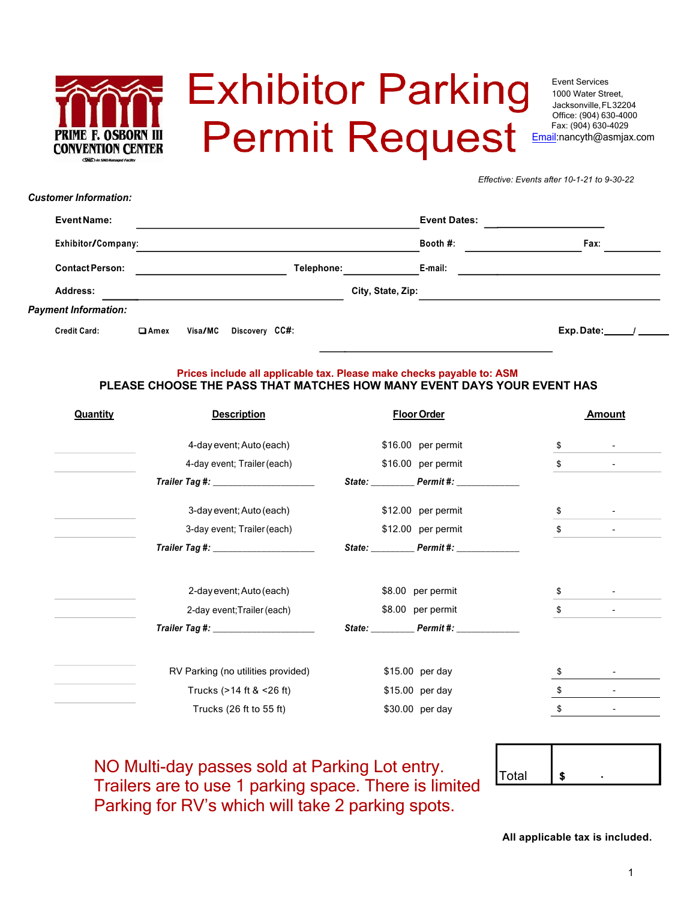PRIME F. OSBORN III CONVENTION CENTER

# Exhibitor Parking Permit Request

Event Services
1000 Water Street,
Jacksonville, FL 32204
Office: (904) 630-4000
Fax: (904) 630-4029
Email:nancyth@asmjax.com

*Effective: Events after 10-1-21 to 9-30-22*

***Customer Information:***

**Event Name:** ____________________ **Event Dates:** ____________________

**Exhibitor/Company:** ____________________ **Booth #:** ____________ **Fax:** ____________

**Contact Person:** ____________ **Telephone:** ____________ **E-mail:** ____________________

**Address:** ____________________ **City, State, Zip:** ____________________

***Payment Information:***

**Credit Card:** ❑ **Amex** **Visa/MC** **Discovery** **CC#:** ____________________ **Exp. Date:** _____/_____

**Prices include all applicable tax. Please make checks payable to: ASM**

**PLEASE CHOOSE THE PASS THAT MATCHES HOW MANY EVENT DAYS YOUR EVENT HAS**

| Quantity | Description | Floor Order | Amount |
|---|---|---|---|
| | 4-day event; Auto (each) | $16.00 per permit | $ - |
| | 4-day event; Trailer (each) | $16.00 per permit | $ - |
| | ***Trailer Tag #:*** ____________ | ***State:*** ________ ***Permit #:*** ____________ | |
| | 3-day event; Auto (each) | $12.00 per permit | $ - |
| | 3-day event; Trailer (each) | $12.00 per permit | $ - |
| | ***Trailer Tag #:*** ____________ | ***State:*** ________ ***Permit #:*** ____________ | |
| | 2-day event; Auto (each) | $8.00 per permit | $ - |
| | 2-day event; Trailer (each) | $8.00 per permit | $ - |
| | ***Trailer Tag #:*** ____________ | ***State:*** ________ ***Permit #:*** ____________ | |
| | RV Parking (no utilities provided) | $15.00 per day | $ - |
| | Trucks (>14 ft & <26 ft) | $15.00 per day | $ - |
| | Trucks (26 ft to 55 ft) | $30.00 per day | $ - |

NO Multi-day passes sold at Parking Lot entry. Trailers are to use 1 parking space. There is limited Parking for RV's which will take 2 parking spots.

| Total | $ - |
|---|---|

**All applicable tax is included.**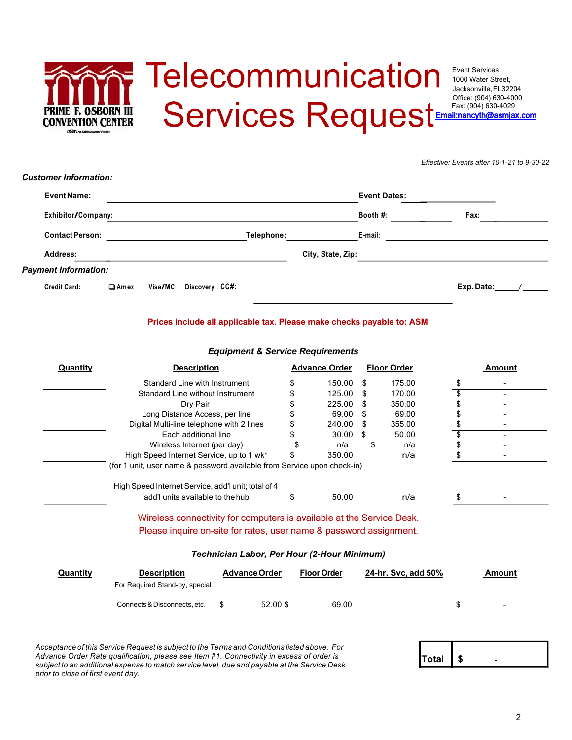PRIME F. OSBORN III CONVENTION CENTER

# Telecommunication Services Request

Event Services
1000 Water Street,
Jacksonville, FL 32204
Office: (904) 630-4000
Fax: (904) 630-4029
Email:nancyth@asmjax.com

*Effective: Events after 10-1-21 to 9-30-22*

***Customer Information:***

**Event Name:** ______________________ **Event Dates:** ______________

**Exhibitor/Company:** ______________________ **Booth #:** __________ **Fax:** __________

**Contact Person:** ______________ **Telephone:** ______________ **E-mail:** ______________

**Address:** ______________________ **City, State, Zip:** ______________________

***Payment Information:***

**Credit Card:** ❑ **Amex** **Visa/MC** **Discovery** **CC#:** ______________________ **Exp. Date:** _____/_____

**Prices include all applicable tax. Please make checks payable to: ASM**

### *Equipment & Service Requirements*

| Quantity | Description | Advance Order | Floor Order | Amount |
|---|---|---|---|---|
| | Standard Line with Instrument | $ 150.00 | $ 175.00 | $ - |
| | Standard Line without Instrument | $ 125.00 | $ 170.00 | $ - |
| | Dry Pair | $ 225.00 | $ 350.00 | $ - |
| | Long Distance Access, per line | $ 69.00 | $ 69.00 | $ - |
| | Digital Multi-line telephone with 2 lines | $ 240.00 | $ 355.00 | $ - |
| | Each additional line | $ 30.00 | $ 50.00 | $ - |
| | Wireless Internet (per day) | $ n/a | $ n/a | $ - |
| | High Speed Internet Service, up to 1 wk* (for 1 unit, user name & password available from Service upon check-in) | $ 350.00 | n/a | $ - |
| | High Speed Internet Service, add'l unit; total of 4 add'l units available to the hub | $ 50.00 | n/a | $ - |

Wireless connectivity for computers is available at the Service Desk.
Please inquire on-site for rates, user name & password assignment.

### *Technician Labor, Per Hour (2-Hour Minimum)*

| Quantity | Description | Advance Order | Floor Order | 24-hr. Svc, add 50% | Amount |
|---|---|---|---|---|---|
| | For Required Stand-by, special Connects & Disconnects, etc. | $ 52.00 | $ 69.00 | | $ - |

*Acceptance of this Service Request is subject to the Terms and Conditions listed above. For Advance Order Rate qualification, please see Item #1. Connectivity in excess of order is subject to an additional expense to match service level, due and payable at the Service Desk prior to close of first event day.*

| **Total** | **$ -** |
|---|---|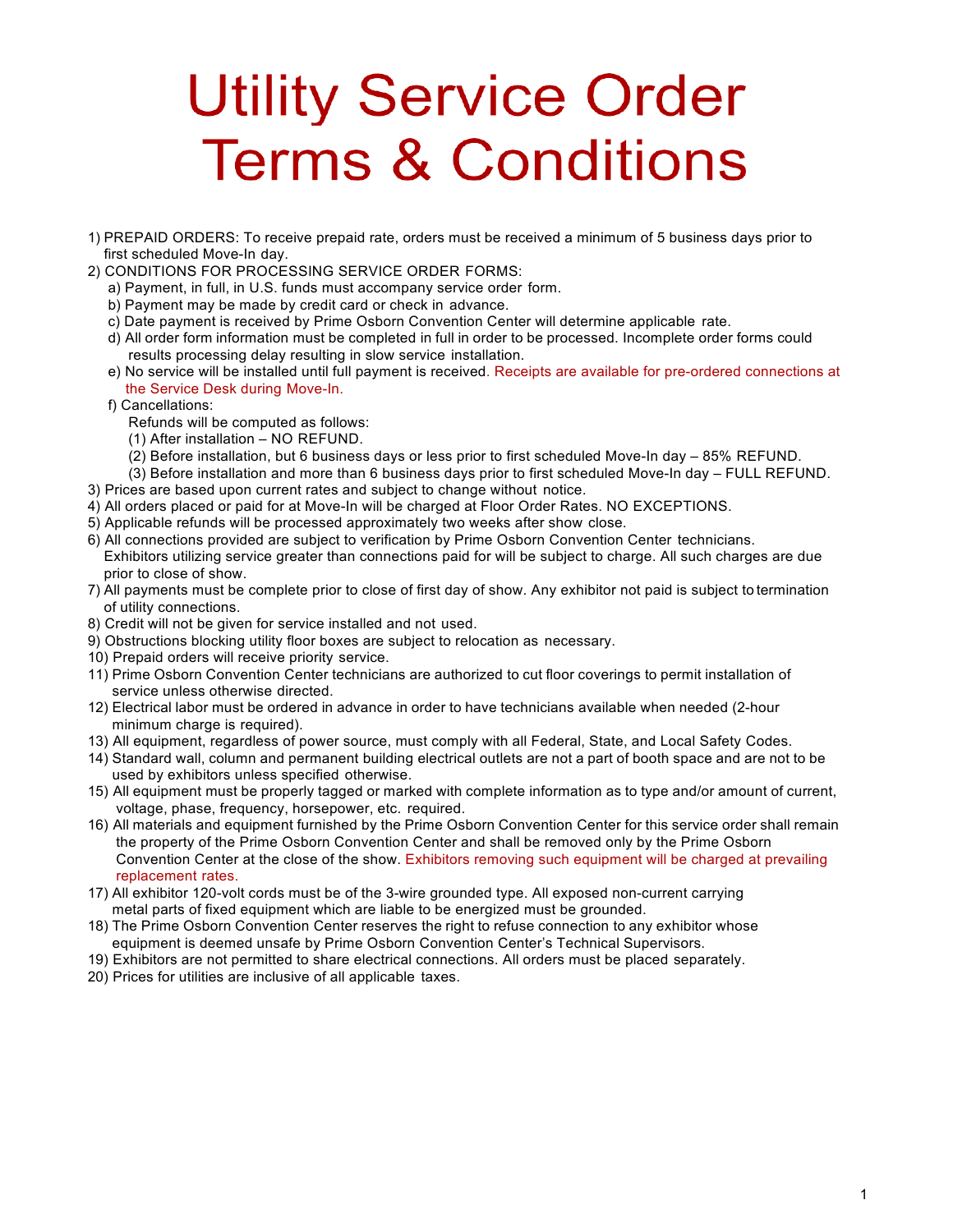# Utility Service Order Terms & Conditions

1) PREPAID ORDERS: To receive prepaid rate, orders must be received a minimum of 5 business days prior to first scheduled Move-In day.
2) CONDITIONS FOR PROCESSING SERVICE ORDER FORMS:
   a) Payment, in full, in U.S. funds must accompany service order form.
   b) Payment may be made by credit card or check in advance.
   c) Date payment is received by Prime Osborn Convention Center will determine applicable rate.
   d) All order form information must be completed in full in order to be processed. Incomplete order forms could results processing delay resulting in slow service installation.
   e) No service will be installed until full payment is received. Receipts are available for pre-ordered connections at the Service Desk during Move-In.
   f) Cancellations:
      Refunds will be computed as follows:
      (1) After installation – NO REFUND.
      (2) Before installation, but 6 business days or less prior to first scheduled Move-In day – 85% REFUND.
      (3) Before installation and more than 6 business days prior to first scheduled Move-In day – FULL REFUND.
3) Prices are based upon current rates and subject to change without notice.
4) All orders placed or paid for at Move-In will be charged at Floor Order Rates. NO EXCEPTIONS.
5) Applicable refunds will be processed approximately two weeks after show close.
6) All connections provided are subject to verification by Prime Osborn Convention Center technicians. Exhibitors utilizing service greater than connections paid for will be subject to charge. All such charges are due prior to close of show.
7) All payments must be complete prior to close of first day of show. Any exhibitor not paid is subject to termination of utility connections.
8) Credit will not be given for service installed and not used.
9) Obstructions blocking utility floor boxes are subject to relocation as necessary.
10) Prepaid orders will receive priority service.
11) Prime Osborn Convention Center technicians are authorized to cut floor coverings to permit installation of service unless otherwise directed.
12) Electrical labor must be ordered in advance in order to have technicians available when needed (2-hour minimum charge is required).
13) All equipment, regardless of power source, must comply with all Federal, State, and Local Safety Codes.
14) Standard wall, column and permanent building electrical outlets are not a part of booth space and are not to be used by exhibitors unless specified otherwise.
15) All equipment must be properly tagged or marked with complete information as to type and/or amount of current, voltage, phase, frequency, horsepower, etc. required.
16) All materials and equipment furnished by the Prime Osborn Convention Center for this service order shall remain the property of the Prime Osborn Convention Center and shall be removed only by the Prime Osborn Convention Center at the close of the show. Exhibitors removing such equipment will be charged at prevailing replacement rates.
17) All exhibitor 120-volt cords must be of the 3-wire grounded type. All exposed non-current carrying metal parts of fixed equipment which are liable to be energized must be grounded.
18) The Prime Osborn Convention Center reserves the right to refuse connection to any exhibitor whose equipment is deemed unsafe by Prime Osborn Convention Center's Technical Supervisors.
19) Exhibitors are not permitted to share electrical connections. All orders must be placed separately.
20) Prices for utilities are inclusive of all applicable taxes.